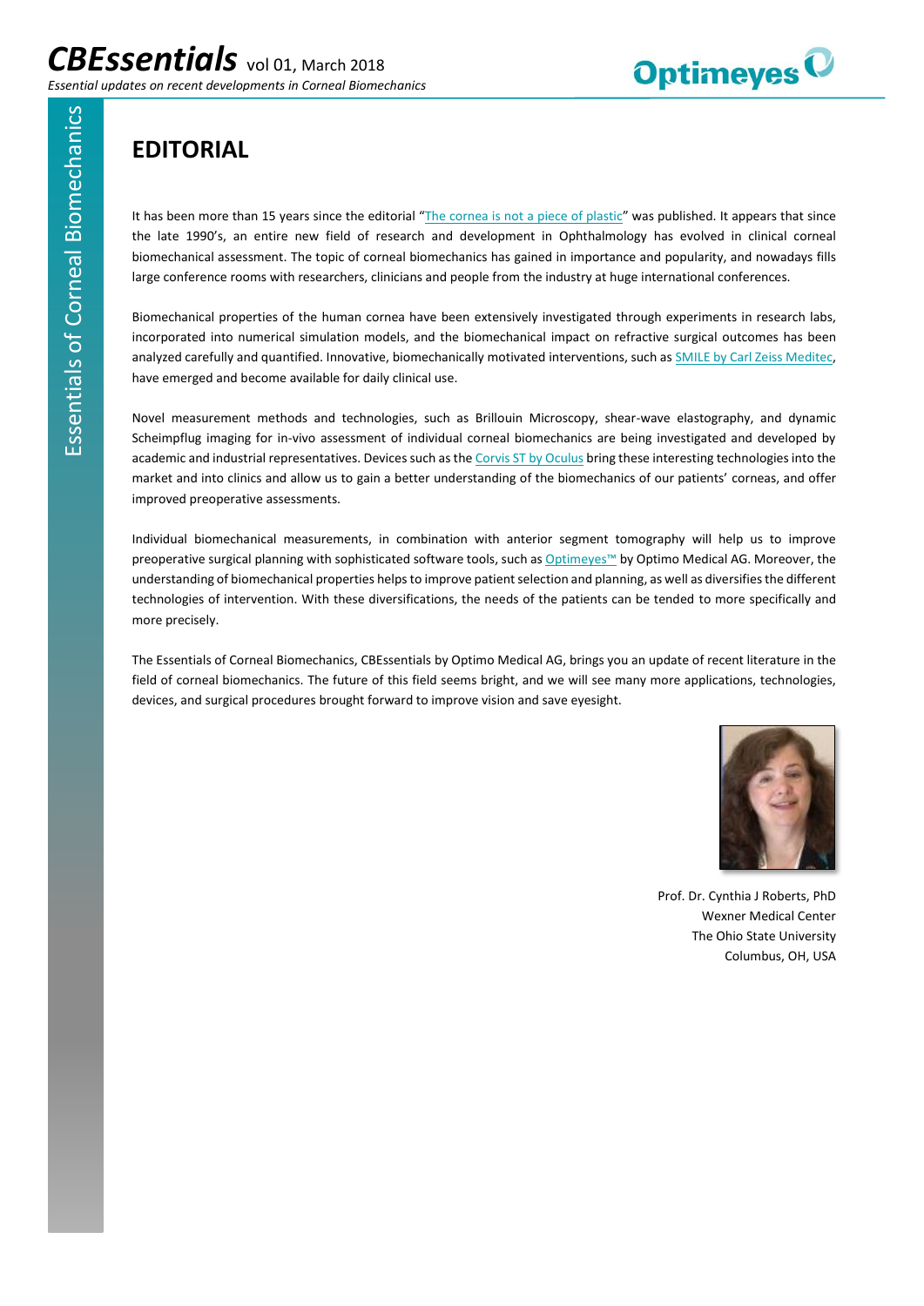# CBEssentials vol 01, March 2018

*Essential updates on recent developments in Corneal Biomechanics*

## EDITORIAL

It has been more than 15 years since the editorial "The cornea is not a piece of plastic" was published. It appears that since the late 1990's, an entire new field of research and development in Ophthalmology has evolved in clinical corneal biomechanical assessment. The topic of corneal biomechanics has gained in importance and popularity, and nowadays fills large conference rooms with researchers, clinicians and people from the industry at huge international conferences.

Biomechanical properties of the human cornea have been extensively investigated through experiments in research labs, incorporated into numerical simulation models, and the biomechanical impact on refractive surgical outcomes has been analyzed carefully and quantified. Innovative, biomechanically motivated interventions, such as SMILE by Carl Zeiss Meditec, have emerged and become available for daily clinical use.

Novel measurement methods and technologies, such as Brillouin Microscopy, shear-wave elastography, and dynamic Scheimpflug imaging for in-vivo assessment of individual corneal biomechanics are being investigated and developed by academic and industrial representatives. Devices such as the Corvis ST by Oculus bring these interesting technologies into the market and into clinics and allow us to gain a better understanding of the biomechanics of our patients' corneas, and offer improved preoperative assessments.

Individual biomechanical measurements, in combination with anterior segment tomography will help us to improve preoperative surgical planning with sophisticated software tools, such as Optimeyes™ by Optimo Medical AG. Moreover, the understanding of biomechanical properties helps to improve patient selection and planning, as well as diversifies the different technologies of intervention. With these diversifications, the needs of the patients can be tended to more specifically and more precisely.

The Essentials of Corneal Biomechanics, CBEssentials by Optimo Medical AG, brings you an update of recent literature in the field of corneal biomechanics. The future of this field seems bright, and we will see many more applications, technologies, devices, and surgical procedures brought forward to improve vision and save eyesight.

Prof. Dr. Cynthia J Roberts, PhD
Wexner Medical Center
The Ohio State University
Columbus, OH, USA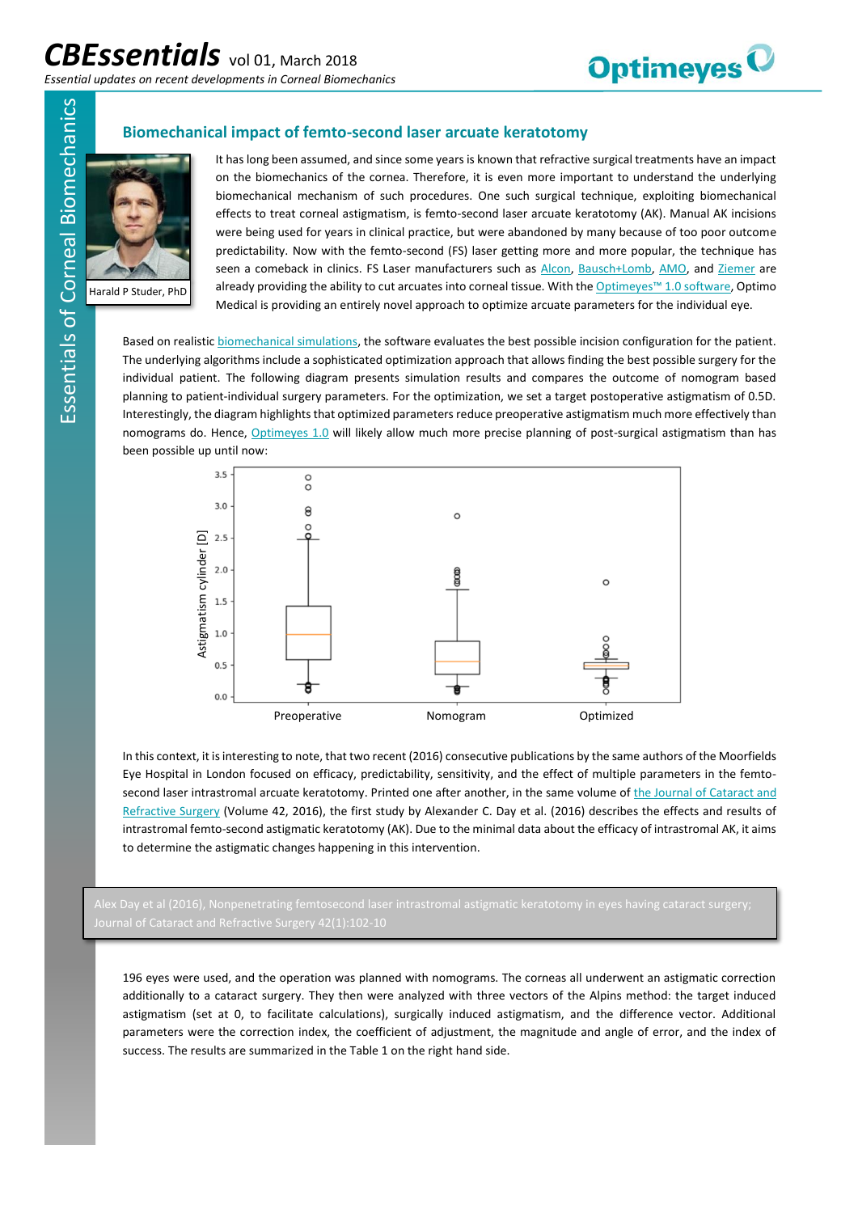## Biomechanical impact of femto-second laser arcuate keratotomy

Harald P Studer, PhD

It has long been assumed, and since some years is known that refractive surgical treatments have an impact on the biomechanics of the cornea. Therefore, it is even more important to understand the underlying biomechanical mechanism of such procedures. One such surgical technique, exploiting biomechanical effects to treat corneal astigmatism, is femto-second laser arcuate keratotomy (AK). Manual AK incisions were being used for years in clinical practice, but were abandoned by many because of too poor outcome predictability. Now with the femto-second (FS) laser getting more and more popular, the technique has seen a comeback in clinics. FS Laser manufacturers such as Alcon, Bausch+Lomb, AMO, and Ziemer are already providing the ability to cut arcuates into corneal tissue. With the Optimeyes™ 1.0 software, Optimo Medical is providing an entirely novel approach to optimize arcuate parameters for the individual eye.

Based on realistic biomechanical simulations, the software evaluates the best possible incision configuration for the patient. The underlying algorithms include a sophisticated optimization approach that allows finding the best possible surgery for the individual patient. The following diagram presents simulation results and compares the outcome of nomogram based planning to patient-individual surgery parameters. For the optimization, we set a target postoperative astigmatism of 0.5D. Interestingly, the diagram highlights that optimized parameters reduce preoperative astigmatism much more effectively than nomograms do. Hence, Optimeyes 1.0 will likely allow much more precise planning of post-surgical astigmatism than has been possible up until now:

In this context, it is interesting to note, that two recent (2016) consecutive publications by the same authors of the Moorfields Eye Hospital in London focused on efficacy, predictability, sensitivity, and the effect of multiple parameters in the femto-second laser intrastromal arcuate keratotomy. Printed one after another, in the same volume of the Journal of Cataract and Refractive Surgery (Volume 42, 2016), the first study by Alexander C. Day et al. (2016) describes the effects and results of intrastromal femto-second astigmatic keratotomy (AK). Due to the minimal data about the efficacy of intrastromal AK, it aims to determine the astigmatic changes happening in this intervention.

> Alex Day et al (2016), Nonpenetrating femtosecond laser intrastromal astigmatic keratotomy in eyes having cataract surgery; Journal of Cataract and Refractive Surgery 42(1):102-10

196 eyes were used, and the operation was planned with nomograms. The corneas all underwent an astigmatic correction additionally to a cataract surgery. They then were analyzed with three vectors of the Alpins method: the target induced astigmatism (set at 0, to facilitate calculations), surgically induced astigmatism, and the difference vector. Additional parameters were the correction index, the coefficient of adjustment, the magnitude and angle of error, and the index of success. The results are summarized in the Table 1 on the right hand side.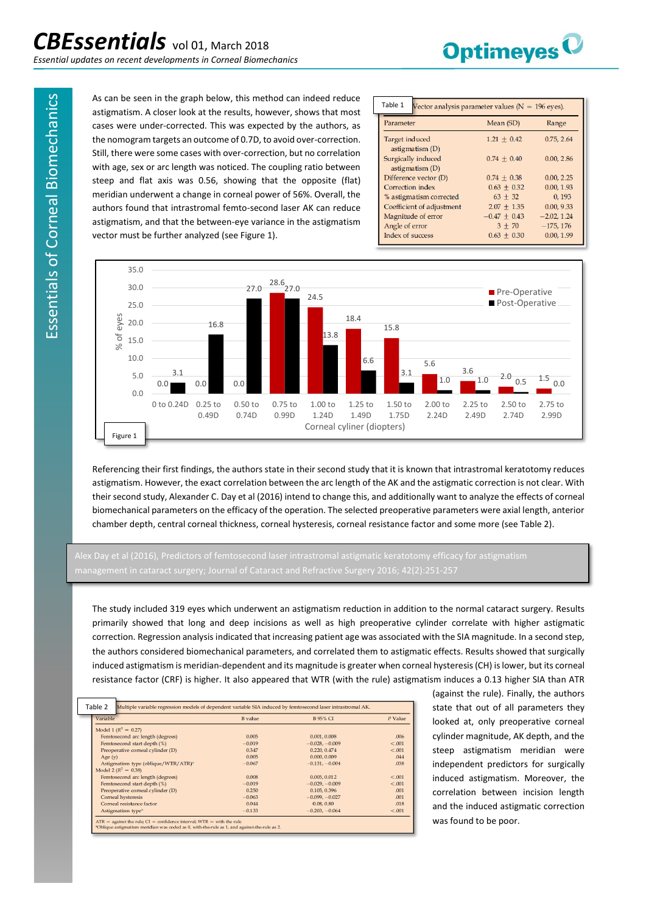As can be seen in the graph below, this method can indeed reduce astigmatism. A closer look at the results, however, shows that most cases were under-corrected. This was expected by the authors, as the nomogram targets an outcome of 0.7D, to avoid over-correction. Still, there were some cases with over-correction, but no correlation with age, sex or arc length was noticed. The coupling ratio between steep and flat axis was 0.56, showing that the opposite (flat) meridian underwent a change in corneal power of 56%. Overall, the authors found that intrastromal femto-second laser AK can reduce astigmatism, and that the between-eye variance in the astigmatism vector must be further analyzed (see Figure 1).

Table 1 Vector analysis parameter values (N = 196 eyes).

| Parameter | Mean (SD) | Range |
|---|---|---|
| Target induced astigmatism (D) | 1.21 ± 0.42 | 0.75, 2.64 |
| Surgically induced astigmatism (D) | 0.74 ± 0.40 | 0.00, 2.86 |
| Difference vector (D) | 0.74 ± 0.38 | 0.00, 2.25 |
| Correction index | 0.63 ± 0.32 | 0.00, 1.93 |
| % astigmatism corrected | 63 ± 32 | 0, 193 |
| Coefficient of adjustment | 2.07 ± 1.35 | 0.00, 9.33 |
| Magnitude of error | −0.47 ± 0.43 | −2.02, 1.24 |
| Angle of error | 3 ± 70 | −175, 176 |
| Index of success | 0.63 ± 0.30 | 0.00, 1.99 |

Pre-Operative
Post-Operative

% of eyes

35.0
30.0
25.0
20.0
15.0
10.0
5.0
0.0

0.0 3.1 0.0 16.8 0.0 27.0 28.6 27.0 24.5 13.8 18.4 6.6 15.8 3.1 5.6 1.0 3.6 1.0 2.0 0.5 1.5 0.0

0 to 0.24D, 0.25 to 0.49D, 0.50 to 0.74D, 0.75 to 0.99D, 1.00 to 1.24D, 1.25 to 1.49D, 1.50 to 1.75D, 2.00 to 2.24D, 2.25 to 2.49D, 2.50 to 2.74D, 2.75 to 2.99D

Corneal cyliner (diopters)

Figure 1

Referencing their first findings, the authors state in their second study that it is known that intrastromal keratotomy reduces astigmatism. However, the exact correlation between the arc length of the AK and the astigmatic correction is not clear. With their second study, Alexander C. Day et al (2016) intend to change this, and additionally want to analyze the effects of corneal biomechanical parameters on the efficacy of the operation. The selected preoperative parameters were axial length, anterior chamber depth, central corneal thickness, corneal hysteresis, corneal resistance factor and some more (see Table 2).

**Alex Day et al (2016), Predictors of femtosecond laser intrastromal astigmatic keratotomy efficacy for astigmatism management in cataract surgery; Journal of Cataract and Refractive Surgery 2016; 42(2):251-257**

The study included 319 eyes which underwent an astigmatism reduction in addition to the normal cataract surgery. Results primarily showed that long and deep incisions as well as high preoperative cylinder correlate with higher astigmatic correction. Regression analysis indicated that increasing patient age was associated with the SIA magnitude. In a second step, the authors considered biomechanical parameters, and correlated them to astigmatic effects. Results showed that surgically induced astigmatism is meridian-dependent and its magnitude is greater when corneal hysteresis (CH) is lower, but its corneal resistance factor (CRF) is higher. It also appeared that WTR (with the rule) astigmatism induces a 0.13 higher SIA than ATR (against the rule). Finally, the authors state that out of all parameters they looked at, only preoperative corneal cylinder magnitude, AK depth, and the steep astigmatism meridian were independent predictors for surgically induced astigmatism. Moreover, the correlation between incision length and the induced astigmatic correction was found to be poor.

Table 2 Multiple variable regression models of dependent variable SIA induced by femtosecond laser intrastromal AK.

| Variable | B value | B 95% CI | P Value |
|---|---|---|---|
| Model 1 ($R^2$ = 0.27) | | | |
| Femtosecond arc length (degrees) | 0.005 | 0.001, 0.008 | .006 |
| Femtosecond start depth (%) | −0.019 | −0.028, −0.009 | <.001 |
| Preoperative corneal cylinder (D) | 0.347 | 0.220, 0.474 | <.001 |
| Age (y) | 0.005 | 0.000, 0.009 | .044 |
| Astigmatism type (oblique/WTR/ATR)* | −0.067 | −0.131, −0.004 | .038 |
| Model 2 ($R^2$ = 0.38) | | | |
| Femtosecond arc length (degrees) | 0.008 | 0.005, 0.012 | <.001 |
| Femtosecond start depth (%) | −0.019 | −0.029, −0.009 | <.001 |
| Preoperative corneal cylinder (D) | 0.250 | 0.105, 0.396 | .001 |
| Corneal hysteresis | −0.063 | −0.099, −0.027 | .001 |
| Corneal resistance factor | 0.044 | 0.08, 0.80 | .018 |
| Astigmatism type* | −0.133 | −0.203, −0.064 | <.001 |

ATR = against the rule; CI = confidence interval; WTR = with the rule
*Oblique astigmatism meridian was coded as 0, with-the-rule as 1, and against-the-rule as 2.